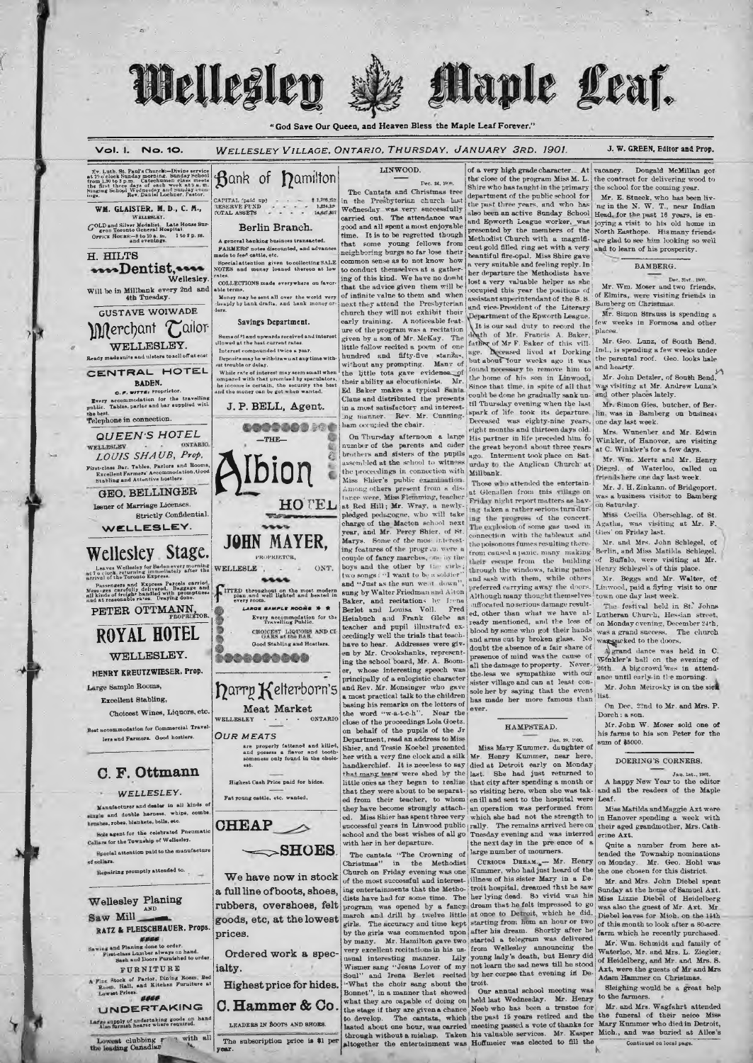# Wellesley Maple Leaf.

"God Save Our Queen, and Heaven Bless the Maple Leaf Forever."

Vol. I. No. 10. WELLESLEY VILLAGE, ONTARIO, THURSDAY, JANUARY 3RD, 1901. J. W. GREEN, Editor and Prop.

Ev. Luth. St. Paul's Church—Divine service at 2 o'clock Sunday morning. Sunday School from 1.30 to 3 p.m. Catechumen class meets the first three days of each week at 9 a.m. Singing School Wednesday and Sunday evenings. Rev. Daniel Lochner, Pastor.

**WM. GLAISTER, M. D., C. M.,**
WELLESLEY.
GOLD and Silver Medalist. Late House Surgeon Toronto General Hospital.
OFFICE HOURS:—8 to 10 a. m. 1 to 2 p. m. and evenings.

**H. HILTS**
**Dentist,**
Wellesley.
Will be in Millbank every 2nd and 4th Tuesday.

**GUSTAVE WOIWADE**
**Merchant Tailor**
WELLESLEY.
Ready made suits and ulsters to sell off at cost

**CENTRAL HOTEL**
BADEN.
C. F. WITTE, Proprietor.
Every accommodation for the travelling public. Tables, parlor and bar supplied with the best.
Telephone in connection.

**QUEEN'S HOTEL**
WELLESLEY - - ONTARIO.
**LOUIS SHAUB, Prop.**
First-class Bar, Tables, Parlors and Rooms, Excellent Farmers' Accommodation, Good Stabling and Attentive hostlers

**GEO. BELLINGER**
Issuer of Marriage Licenses.
Strictly Confidential.
WELLESLEY.

**Wellesley Stage.**
Leaves Wellesley for Baden every morning at 7 o'clock returning immediately after the arrival of the Toronto Express.
Passengers and Express Parcels carried. Messages carefully delivered. Baggage and all kinds of freight handled with promptness and at reasonable rates. Draying done.
**PETER OTTMANN,** PROPRIETOR.

**ROYAL HOTEL**
WELLESLEY.
HENRY KREUTZWIESER, Prop.
Large Sample Rooms,
Excellent Stabling,
Choicest Wines, Liquors, etc.
Best accommodation for Commercial Travellers and Farmers. Good hostlers.

**C. F. Ottmann**
WELLESLEY.
Manufacturer and dealer in all kinds of single and double harness, whips, combs, brushes, robes, blankets, bells, etc.
Sole agent for the celebrated Pneumatic Collars for the Township of Wellesley.
Special attention paid to the manufacture of collars.
Repairing promptly attended to.

**Wellesley Planing AND Saw Mill**
RATZ & FLEISCHHAUER, Props.
Sawing and Planing done to order.
First-class Lumber always on hand.
Sash and Doors Furnished to order.
FURNITURE
A Fine Stock of Parlor, Dining Room, Bed Room, Hall, and Kitchen Furniture at Lowest Prices.
UNDERTAKING
Large supply of undertaking goods on hand. Also furnish hearse where required.

Lowest clubbing ... with all the leading Canadian ...

**Bank of Hamilton**

CAPITAL (paid up) - - - - $1,700,000
RESERVE FUND - - - - 1,234,... 
TOTAL ASSETS - - - - 14,6...

**Berlin Branch.**
A general banking business transacted.
FARMERS' notes discounted, and advances made to feed cattle, etc.
Special attention given to collecting SALE NOTES and money loaned thereon at low rates.
COLLECTIONS made everywhere on favorable terms.
Money may be sent all over the world very cheaply by bank drafts, and bank money orders.

**Savings Department.**
Sums of $1 and upwards received and interest allowed at the best current rates.
Interest compounded twice a year.
Deposits may be withdrawn at any time without trouble or delay.
While rate of interest may seem small when compared with that promised by speculators, the income is certain, the security the best and the money can be got when wanted.

J. P. BELL, Agent.

—THE—
**Albion HOTEL**
**JOHN MAYER,**
PROPRIETOR,
WELLESLEY - - ONT.
FITTED throughout on the most modern plan and well lighted and heated in every room.
LARGE SAMPLE ROOMS
Every accommodation for the Travelling Public.
CHOICEST LIQUORS AND CIGARS at the BAR.
Good Stabling and Hostlers.

**Harry Kelterborn's**
**Meat Market**
WELLESLEY - - - ONTARIO
OUR MEATS
are properly fattened and killed, and possess a flavor and toothsomeness only found in the choicest.
Highest Cash Price paid for hides.
Fat young cattle, etc. wanted.

**CHEAP SHOES.**
We have now in stock a full line of boots, shoes, rubbers, overshoes, felt goods, etc, at the lowest prices.
Ordered work a specialty.
Highest price for hides.
**C. Hammer & Co.**
LEADERS IN BOOTS AND SHOES.

The subscription price is $1 per year.

## LINWOOD.

Dec. 24, 1900.

The Cantata and Christmas tree in the Presbyterian church last Wednesday was very successfully carried out. The attendance was good and all spent a most enjoyable time. It is to be regretted though that some young fellows from neighboring burgs so far lose their common sense as to not know how to conduct themselves at a gathering of this kind. We have no doubt that the advice given them will be of infinite value to them and when next they attend the Presbyterian church they will not exhibit their early training. A noticeable feature of the program was a recitation given by a son of Mr. McKay. The little fellow recited a poem of one hundred and fifty-five stanzas, without any prompting. Many of the little tots gave evidence of their ability as elocutionists. Mr. Ed Baker makes a typical Santa Claus and distributed the presents in a most satisfactory and interesting manner. Rev. Mr. Cunningham occupied the chair.

On Thursday afternoon a large number of the parents and older brothers and sisters of the pupils assembled at the school to witness the proceedings in connection with Miss Shier's public examination. Among others present from a distance were, Miss Flemming, teacher at Red Hill; Mr. Wray, a newly-pledged pedagogue, who will take charge of the Macton school next year, and Mr. Percy Shier, of St. Marys. Some of the most interesting features of the program were a couple of fancy marches, one by the boys and the other by the girls; two songs: "I want to be a soldier" and "Just as the sun went down", sung by Walter Friedman and Alton Baker, and recitations by Irena Berlet and Louisa Voll. Fred Heinbuch and Frank Glebe as teacher and pupil illustrated exceedingly well the trials that teachers have to bear. Addresses were given by Mr. Crookshanks, representing the school board, Mr. A. Boomer, whose interesting speech was principally of a eulogistic character and Rev. Mr. Monsinger who gave a most practical talk to the children basing his remarks on the letters of the word "w-a-t-c-h". Near the close of the proceedings Lola Goetz, on behalf of the pupils of the Jr Department, read an address to Miss Shier, and Tessie Koebel presented her with a very fine clock and a silk handkerchief. It is needless to say that many tears were shed by the little ones as they began to realize that they were about to be separated from their teacher, to whom they have become strongly attached. Miss Shier has spent three very successful years in Linwood public school and the best wishes of all go with her in her departure.

The cantata "The Crowning of Christmas" in the Methodist Church on Friday evening was one of the most successful and interesting entertainments that the Methodists have had for some time. The program was opened by a fancy march and drill by twelve little girls. The accuracy and time kept by the girls was commented upon by many. Mr. Hamilton gave two very excellent recitations in his usual interesting manner. Lily Wismer sang "Jesus Lover of my Soul" and Irena Berlet recited "What the choir sang about the Bonnet", in a manner that showed what they are capable of doing on the stage if they are given a chance to develop. The cantata, which lasted about one hour, was carried through without a mishap. Taken altogether the entertainment was of a very high grade character. At the close of the program Miss M. L. Shire who has taught in the primary department of the public school for the past three years, and who has also been an active Sunday School and Epworth League worker, was presented by the members of the Methodist Church with a magnificent gold filled ring set with a very beautiful fire-opal. Miss Shire gave a very suitable and feeling reply. In her departure the Methodists have lost a very valuable helper as she occupied this year the positions of assistant superintendant of the S. S. and vice-President of the Literary Department of the Epworth League.

It is our sad duty to record the death of Mr. Francis A. Baker, father of Mr F. Baker of this village. Deceased lived at Dorking but about four weeks ago it was found necessary to remove him to the home of his son in Linwood, Since that time, in spite of all that could be done he gradually sank until Thursday evening when the last spark of life took its departure. Deceased was eighty-nine years, eight months and thirteen days old. His partner in life preceded him to the great beyond about three years ago. Interment took place on Saturday to the Anglican Church at Millbank.

Those who attended the entertainment at Glenallen from this village on Friday night report matters as having taken a rather serious turn during the progress of the concert. The explosion of some gas used in connection with the tableaux and the poisonous fumes resulting therefrom caused a panic, many making their escape from the building through the windows, taking panes and sash with them, while others preferred carrying away the doors. Although many thought themselves suffocated no serious damage resulted, other than what we have already mentioned, and the loss of blood by some who got their hands and arms cut by broken glass. No doubt the absence of a fair share of presence of mind was the cause of all the damage to property. Nevertheless we sympathize with our sister village and can at least console her by saying that the event has made her more famous than ever.

## HAMPSTEAD.

Dec. 28, 1900.

Miss Mary Kummer, daughter of Mr. Henry Kummer, near here, died at Detroit early on Monday last. She had just returned to that city after spending a month or so visiting here, when she was taken ill and sent to the hospital were an operation was performed from which she had not the strength to rally. The remains arrived here on Tuesday evening and was interred the next day in the presence of a large number of mourners.

CURIOUS DREAM.—Mr. Henry Kummer, who had just heard of the illness of his sister Mary in a Detroit hospital, dreamed that he saw her lying dead. So vivid was his dream that he felt impressed to go at once to Detroit, which he did, starting from home an hour or two after his dream. Shortly after he started a telegram was delivered from Wellesley announcing the young lady's death, but Henry did not learn the sad news till he stood by her corpse that evening in Detroit.

Our annual school meeting was held last Wednesday. Mr. Henry Neeb who has been a trustee for the past 15 years retired and the meeting passed a vote of thanks for his valuable services. Mr. Kasper Hoffmeier was elected to fill the vacancy. Dougald McMillan got the contract for delivering wood to the school for the coming year.

Mr. E. Streck, who has been living in the N. W. T., near Indian Head, for the past 16 years, is enjoying a visit to his old home in North Easthope. His many friends are glad to see him looking so well and to learn of his prosperity.

## BAMBERG.

Dec. 31st., 1900.

Mr. Wm. Moser and two friends, of Elmira, were visiting friends in Bamberg on Christmas.

Mr. Simon Strauss is spending a few weeks in Formosa and other places.

Mr. Geo. Lanz, of South Bend, Ind., is spending a few weeks under the parental roof. Geo. looks hale and hearty.

Mr. John Dotzler, of South Bend, was visiting at Mr. Andrew Lunz's and other places lately.

Mr. Simon Gies, butcher, of Berlin, was in Bamberg on business one day last week.

Mrs. Wunenber and Mr. Edwin Winkler, of Hanover, are visiting at C. Winkler's for a few days.

Mr. Wm. Mertz and Mr. Henry Diegel, of Waterloo, called on friends here one day last week.

Mr. J. H. Zinkann, of Bridgeport, was a business visitor to Bamberg on Saturday.

Miss Cecilia Oberschlag, of St. Agatha, was visiting at Mr. F. Gies' on Friday last.

Mr. and Mrs. John Schlegel, of Berlin, and Miss Matilda Schlegel, of Buffalo, were visiting at Mr. Henry Schlegel's of this place.

Mr. Beggs and Mr. Walter, of Linwood, paid a flying visit to our town one day last week.

The festival held in St. Johns Lutheran Church, Hessian street, on Monday evening, December 24th, was a grand success. The church was packed to the doors.

A grand dance was held in C. Winkler's hall on the evening of 26th. A big crowd was in attendance until early in the morning.

Mr. John Meirosky is on the sick list.

On Dec. 22nd to Mr. and Mrs. P. Dorch: a son.

Mr. John W. Moser sold one of his farms to his son Peter for the sum of $5000.

## DOERING'S CORNERS.

Jan. 1st., 1901.

A happy New Year to the editor and all the readers of the Maple Leaf.

Miss Matilda and Maggie Axt were in Hanover spending a week with their aged grandmother, Mrs. Catherine Axt.

Quite a number from here attended the Township nominations on Monday. Mr. Geo. Hohl was the one chosen for this district.

Mr. and Mrs. John Diebel spent Sunday at the home of Samuel Axt. Miss Lizzie Diebel of Heidelberg was also the guest of Mr. Axt. Mr. Diebel leaves for Mich. on the 15th of this month to look after a 80-acre farm which he recently purchased.

Mr. Wm. Schmidt and family of Waterloo, Mr. and Mrs. L. Ziegler, of Heidelberg, and Mr and Mrs. S. Axt, were the guests of Mr and Mrs Adam Hammer on Christmas.

Sleighing would be a great help to the farmers.

Mr. and Mrs. Wagfahrt attended the funeral of their neice Miss Mary Kummer who died in Detroit, Mich., and was buried at Alles's

Continued on local page.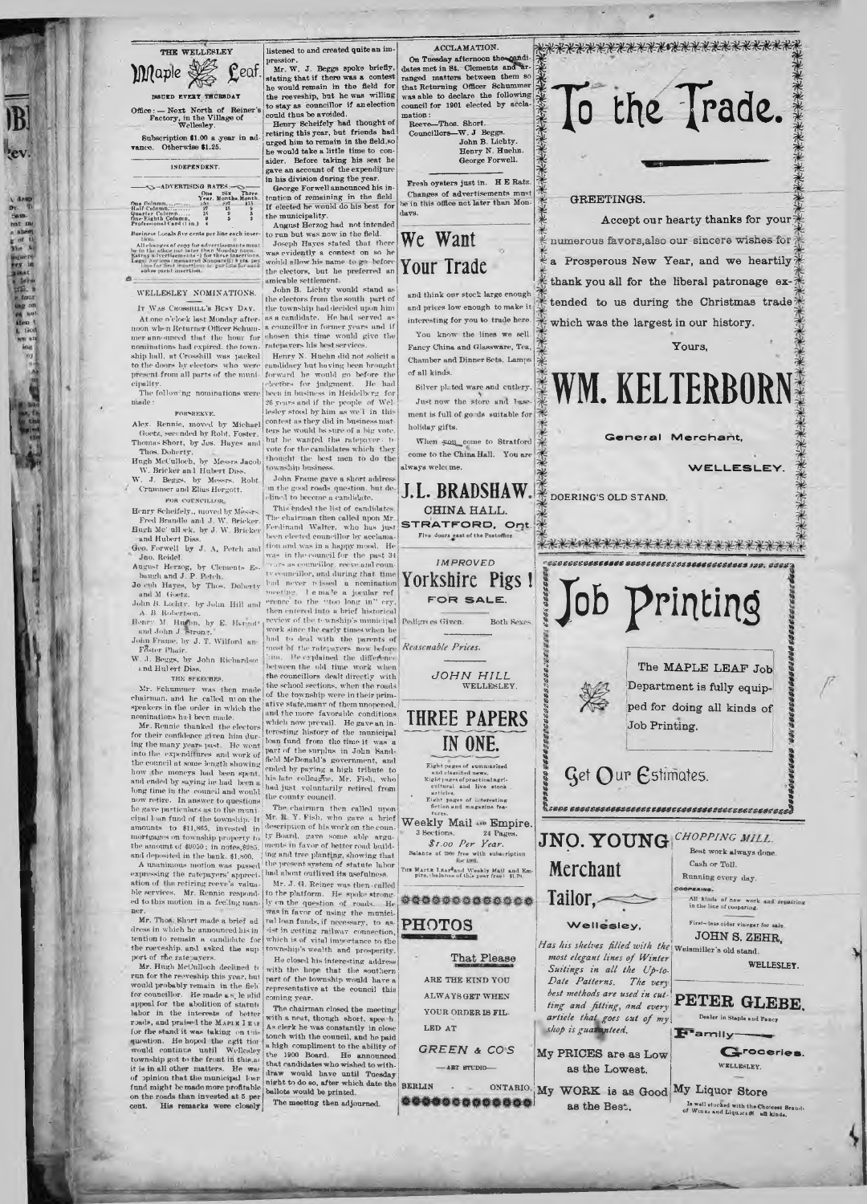# THE WELLESLEY Maple Leaf.

ISSUED EVERY THURSDAY

Office:—Next North of Reiner's Factory, in the Village of Wellesley.

Subscription $1.00 a year in advance. Otherwise $1.25.

INDEPENDENT.

—ADVERTISING RATES—

| | One Year. | Six Months. | Three Month. |
|---|---|---|---|
| One Column | $50 | $27 | $15 |
| Half Column | 27 | 15 | 8 |
| Quarter Column | 15 | 8 | 5 |
| One-Eighth Column | 9 | 5 | 3 |
| Professional Card (1 in.) | 4 | | |

Business Locals five cents per line each insertion.

All changes of copy for advertisements must be in the office not later than Monday noon. Estray advertisements (3 for three insertions). Legal Notices (measured Nonpareil) 8 cts per line for first insertion; 4c per line for each subsequent insertion.

## WELLESLEY NOMINATIONS.

IT WAS CROSSHILL'S BUSY DAY.

At one o'clock last Monday afternoon when Returner Officer Schummer announced that the hour for nominations had expired, the township hall, at Crosshill was packed to the doors by electors who were present from all parts of the municipality.

The following nominations were made:

FOR REEVE.

Alex. Rennie, moved by Michael Goetz, seconded by Robt. Foster.

Thomas Short, by Jos. Hayes and Thos. Doherty.

Hugh McCulloch, by Messrs Jacob W. Bricker and Hubert Diss.

W. J. Beggs, by Messrs. Robt. Crammer and Elias Hergott.

FOR COUNCILLOR.

Henry Scheifely, moved by Messrs. Fred Brandle and J. W. Bricker.

Hugh McCulloch, by J. W. Bricker and Hubert Diss.

Geo. Forwell by J. A. Petch and Jno. Reidel

August Herzog, by Clements Esbaugh and J. P. Petch.

Joseph Hayes, by Thos. Doherty and M Goetz.

John B. Lichty, by John Hill and A. B. Robertson.

Henry M. Huehn, by E. Hergott and John J. Strong.

John Frame, by J. T. Wilford and Foster Phair.

W. J. Beggs, by John Richardson and Hubert Diss.

THE SPEECHES.

Mr. Schummer was then made chairman, and he called upon the speakers in the order in which the nominations had been made.

Mr. Rennie thanked the electors for their confidence given him during the many years past. He went into the expenditures and work of the council at some length showing how the moneys had been spent and ended by saying he had been a long time in the council and would now retire. In answer to questions he gave particulars as to the municipal loan fund of the township. It amounts to $11,865, invested in mortgages on township property to the amount of $9050; in notes, $985, and deposited in the bank, $1,800.

A unanimous motion was passed expressing the ratepayers' appreciation of the retiring reeve's valuable services. Mr. Rennie responded to this motion in a feeling manner.

Mr. Thos. Short made a brief address in which he announced his intention to remain a candidate for the reeveship, and asked the support of the ratepayers.

Mr. Hugh McCulloch declined to run for the reeveship this year, but would probably remain in the field for councillor. He made a strong appeal for the abolition of statute labor in the interests of better roads, and praised the MAPLE LEAF for the stand it was taking on this question. He hoped the agitation would continue until Wellesley township got to the front in this as it is in all other matters. He was of opinion that the municipal loan fund might be made more profitable on the roads than invested at 5 per cent. His remarks were closely listened to and created quite an impression.

Mr. W. J. Beggs spoke briefly, stating that if there was a contest he would remain in the field for the reeveship, but he was willing to stay as councillor if an election could thus be avoided.

Henry Scheifely had thought of retiring this year, but friends had urged him to remain in the field, so he would take a little time to consider. Before taking his seat he gave an account of the expenditure in his division during the year.

George Forwell announced his intention of remaining in the field. If elected he would do his best for the municipality.

August Herzog had not intended to run but was now in the field.

Joseph Hayes stated that there was evidently a contest on so he would allow his name to go before the electors, but he preferred an amicable settlement.

John B. Lichty would stand as the electors from the south part of the township had decided upon him as a candidate. He had served as a councillor in former years and if chosen this time would give the ratepayers his best services.

Henry N. Huehn did not solicit a candidacy but having been brought forward he would go before the electors for judgment. He had been in business in Heidelberg for 26 years and if the people of Wellesley stood by him as we'l in this contest as they did in business matters he would be sure of a big vote, but he wanted the ratepayers to vote for the candidates which they thought the best men to do the township business.

John Frame gave a short address on the good roads question, but declined to become a candidate.

This ended the list of candidates. The chairman then called upon Mr. Ferdinand Walter, who has just been elected councillor by acclamation and was in a happy mood. He was in the council for the past 34 years as councillor, reeve and county councillor, and during that time had never missed a nomination meeting. He made a jocular reference to the "too long in" cry, then entered into a brief historical review of the township's municipal work since the early times when he had to deal with the parents of most of the ratepayers now before him. He explained the difference between the old time work when the councillors dealt directly with the school sections, when the roads of the township were in their primitive state, many of them unopened, and the more favorable conditions which now prevail. He gave an interesting history of the municipal loan fund from the time it was a part of the surplus in John Sandfield McDonald's government, and ended by paying a high tribute to his late colleague, Mr. Fish, who had just voluntarily retired from the county council.

The chairman then called upon Mr. R. Y. Fish, who gave a brief description of his work on the county Board, gave some able arguments in favor of better road building and tree planting, showing that the present system of statute labor had about outlived its usefulness.

Mr. J. G. Reiner was then called to the platform. He spoke strongly on the question of roads. He was in favor of using the municipal loan funds, if necessary, to assist in getting railway connection, which is of vital importance to the township's wealth and prosperity.

He closed his interesting address with the hope that the southern part of the township would have a representative at the council this coming year.

The chairman closed the meeting with a neat, though short, speech. As clerk he was constantly in close touch with the council, and he paid a high compliment to the ability of the 1900 Board. He announced that candidates who wished to withdraw would have until Tuesday night to do so, after which date the ballots would be printed.

The meeting then adjourned.

## ACCLAMATION.

On Tuesday afternoon the candidates met in St. Clements and arranged matters between them so that Returning Officer Schummer was able to declare the following council for 1901 elected by acclamation:

Reeve—Thos. Short.
Councillors—W. J. Beggs.
John B. Lichty.
Henry N. Huehn.
George Forwell.

Fresh oysters just in. H E Ratz.

Changes of advertisements must be in this office not later than Mondays.

# We Want Your Trade

and think our stock large enough and prices low enough to make it interesting for you to trade here.

You know the lines we sell. Fancy China and Glassware, Tea, Chamber and Dinner Sets, Lamps of all kinds.

Silver plated ware and cutlery.

Just now the store and basement is full of goods suitable for holiday gifts.

When you come to Stratford come to the China Hall. You are always welcome.

# J.L. BRADSHAW.

CHINA HALL.

STRATFORD, Ont.

Five doors east of the Postoffice.

IMPROVED

# Yorkshire Pigs!

FOR SALE.

Pedigrees Given. Both Sexes.

*Reasonable Prices.*

*JOHN HILL*
WELLESLEY.

# THREE PAPERS IN ONE.

Eight pages of summarized and classified news. Eight pages of practical agricultural and live stock articles. Eight pages of interesting fiction and magazine features.

**Weekly Mail and Empire.**
3 Sections. 24 Pages.
*$1.00 Per Year.*
Balance of 1900 free with subscription for 1901.

THE MAPLE LEAF and Weekly Mail and Empire (balance of this year free) $1.70.

## PHOTOS

That Please

ARE THE KIND YOU ALWAYS GET WHEN YOUR ORDER IS FILLED AT

*GREEN & CO'S*
—ART STUDIO—

BERLIN — ONTARIO.

# To the Trade.

GREETINGS.

Accept our hearty thanks for your numerous favors, also our sincere wishes for a Prosperous New Year, and we heartily thank you all for the liberal patronage extended to us during the Christmas trade which was the largest in our history.

Yours,

# WM. KELTERBORN

General Merchant,

WELLESLEY.

DOERING'S OLD STAND.

# Job Printing

The MAPLE LEAF Job Department is fully equipped for doing all kinds of Job Printing.

## Get Our Estimates.

# JNO. YOUNG Merchant Tailor,

Wellesley,

*Has his shelves filled with the most elegant lines of Winter Suitings in all the Up-to-Date Patterns. The very best methods are used in cutting and fitting, and every article that goes out of my shop is guaranteed.*

My PRICES are as Low as the Lowest.

My WORK is as Good as the Best.

CHOPPING MILL.

Best work always done.
Cash or Toll.
Running every day.

COOPERING.

All kinds of new work and repairing in the line of coopering.

First-class cider vinegar for sale.

JOHN S. ZEHR,
Weismiller's old stand.
WELLESLEY.

# PETER GLEBE.

Dealer in Staple and Fancy

Family Groceries.

WELLESLEY.

My Liquor Store

Is well stocked with the Choicest Brands of Wines and Liquors of all kinds.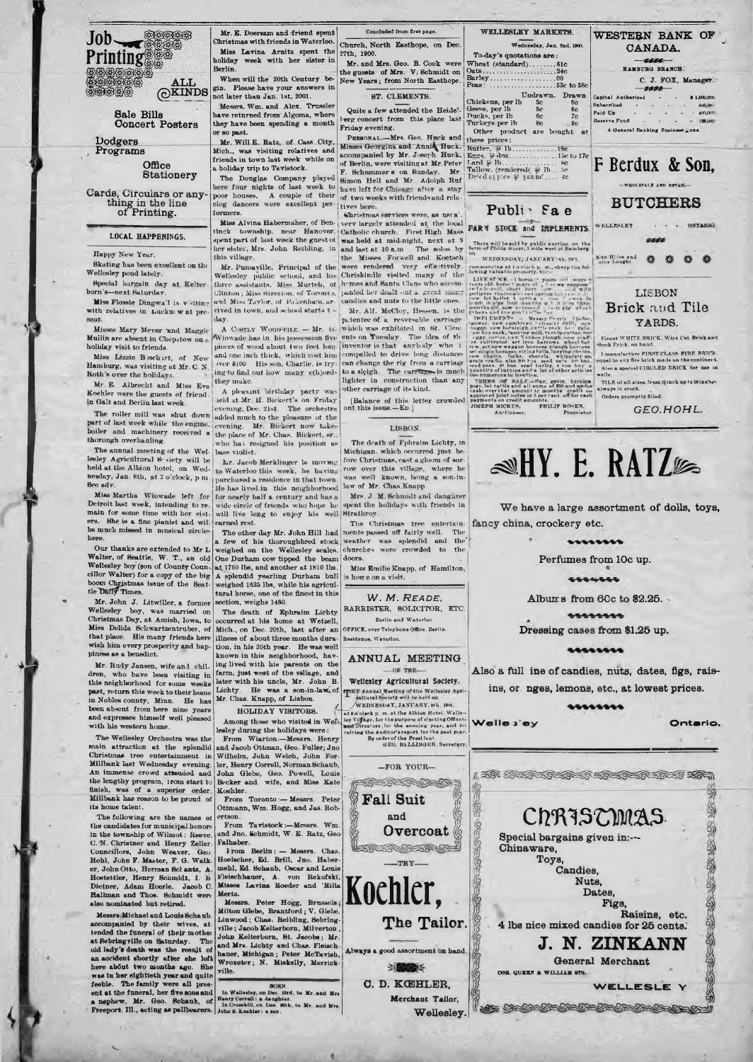# Job Printing

ALL KINDS

Sale Bills
Concert Posters

Dodgers
Programs

Office
Stationery

Cards, Circulars or anything in the line of Printing.

## LOCAL HAPPENINGS.

Happy New Year.

Skating has been excellent on the Wellesley pond lately.

Special bargain day at Kelterborn's—next Saturday.

Miss Flossie Dingwall is visiting with relatives in Lucknow at present.

Misses Mary Meyer and Maggie Muilin are absent in Chepstow on a holiday visit to friends.

Miss Lizzie Boschart, of New Hamburg, was visiting at Mr. C. N. Roth's over the holidays.

Mr. E. Albrecht and Miss Eva Koehler were the guests of friends in Galt and Berlin last week.

The roller mill was shut down part of last week while the engine, boiler and machinery received a thorough overhauling.

The annual meeting of the Wellesley Agricultural Society will be held at the Albion hotel, on Wednesday, Jan. 8th, at 2 o'clock, p.m. See adv.

Miss Martha Wiowade left for Detroit last week, intending to remain for some time with her sisters. She is a fine pianist and will be much missed in musical circles here.

Our thanks are extended to Mr L Walter, of Seattle, W. T., an old Wellesley boy (son of County Councillor Walter) for a copy of the big boom Christmas issue of the Seattle Daily Times.

Mr. John J. Litwiller, a former Wellesley boy, was married on Christmas Day, at Amish, Iowa, to Miss Delida Schwartzentruber, of that place. His many friends here wish him every prosperity and happiness as a benedict.

Mr. Rudy Jansen, wife and children, who have been visiting in this neighborhood for some weeks past, return this week to their home in Nobles county, Minn. He has been absent from here nine years and expresses himself well pleased with his western home.

The Wellesley Orchestra was the main attraction at the splendid Christmas tree entertainment in Millbank last Wednesday evening. An immense crowd attended and the lengthy program, from start to finish, was of a superior order. Millbank has reason to be proud of its home talent.

The following are the names of the candidates for municipal honors in the township of Wilmot: Reeve, C. N. Christner and Henry Zeller. Councillors, John Weaver, Geo Hohl, John F. Master, F. G. Walker, John Otto, Herman Schantz, A. Hostettler, Henry Schmidt, I. S Dietner, Adam Hoerle. Jacob C. Hallman and Thos. Schmidt were also nominated but retired.

Messrs Michael and Louis Schaub accompanied by their wives, attended the funeral of their mother at Sebringville on Saturday. The old lady's death was the result of an accident shortly after she left here about two months ago. She was in her eightieth year and quite feeble. The family were all present at the funeral, her five sons and a nephew, Mr. Geo. Schaub, of Freeport, Ill., acting as pallbearers.

Mr. E. Doersam and friend spent Christmas with friends in Waterloo.

Miss Lavina Arnitz spent the holiday week with her sister in Berlin.

When will the 20th Century begin. Please have your answers in not later than Jan. 1st, 2001.

Messrs. Wm. and Alex. Trussler have returned from Algoma, where they have been spending a month or so past.

Mr. Will E. Ratz, of Cass City, Mich., was visiting relatives and friends in town last week while on a holiday trip to Tavistock.

The Douglas Company played here four nights of last week to poor houses. A couple of their clog dancers were excellent performers.

Miss Alvina Habermaher, of Bentinck township, near Hanover, spent part of last week the guest of her sister, Mrs. John Reibling, in this village.

Mr. Pumaville, Principal of the Wellesley public school, and his three assistants, Miss Murteh, of Clinton; Miss Stretton, of Toronto, and Miss Taylor, of Pakenham, arrived in town, and school starts to-day.

A COSTLY WOODPILE. — Mr. G. Wiowade has in his possession five pieces of wood about two feet long and one inch thick, which cost him over $100. His son, Charlie, is trying to find out how many c(h)ords they make.

A pleasant birthday party was held at Mr. H. Bickert's on Friday evening, Dec. 21st. The orchestra added much to the pleasure of the evening. Mr. Bickert now takes the place of Mr. Chas. Bickert, sr., who has resigned his position as bass violist.

Mr. Jacob Merklinger is moving to Waterloo this week, he having purchased a residence in that town. He has lived in this neighborhood for nearly half a century and has a wide circle of friends who hope he will live long to enjoy his well earned rest.

The other day Mr. John Hill had a few of his thoroughbred stock weighed on the Wellesley scales. One Durham cow tipped the beam at 1700 lbs, and another at 1810 lbs. A splendid yearling Durham bull weighed 1635 lbs, while his agricultural horse, one of the finest in this section, weighs 1480.

The death of Ephraim Lichty occurred at his home at Wetzell, Mich., on Dec. 20th, last after an illness of about three months duration, in his 30th year. He was well known in this neighborhood, having lived with his parents on the farm, just west of the village, and later with his uncle, Mr. John B. Lichty. He was a son-in-law of Mr. Chas. Knapp, of Lisbon.

### HOLIDAY VISITORS.

Among those who visited in Wellesley during the holidays were:

From Wiarton.—Messrs. Henry and Jacob Ottman, Geo. Fuller, Jno Wilhelm, John Welch, John Forler, Henry Correll, Norman Schaub, John Glebe, Geo. Powell, Louis Becker and wife, and Miss Kate Koehler.

From Toronto:— Messrs. Peter Ottmann, Wm. Hogg, and Jas. Robertson.

From Tavistock:—Messrs. Wm. and Jno. Schmidt, W. E. Ratz, Geo Falhaber.

From Berlin: — Messrs. Chas. Hoelscher, Ed. Brill, Jno. Habermehl, Ed. Schaub, Oscar and Louis Fleischhauer, A. von Rekofski, Misses Lavina Roeder and 'Billa Mertz.

Messrs. Peter Hogg, Brussels; Milton Glebe, Brantford; V. Glebe, Linwood; Chas. Reibling, Sebringville; Jacob Kelterborn, Milverton, John Kelterborn, St. Jacobs; Mr. and Mrs. Lichty and Chas. Fleischhauer, Michigan; Peter McTavish, Wroxeter; N. Miskelly, Merrickville.

BORN.

In Wellesley, on Dec. 23rd, to Mr. and Mrs Henry Correll: a daughter.
In Crosshill, on Dec. 26th, to Mr. and Mrs. John S. Koehler: a son.

Concluded from first page.

Church, North Easthope, on Dec. 27th, 1900.

Mr. and Mrs. Geo. B. Cook were the guests of Mrs. V. Schmidt on New Years; from North Easthope.

### ST. CLEMENTS.

Quite a few attended the Heidelberg concert from this place last Friday evening.

PERSONAL.—Mrs. Geo. Huck and Misses Georgina and Annie Huck, accompanied by Mr. Joseph Huck, of Berlin, were visiting at Mr. Peter F. Schummer's on Sunday. Mr. Simon Hell and Mr. Adolph Ruf have left for Chicago after a stay of two weeks with friends and relatives here.

Christmas services were, as usual, very largely attended at the local Catholic church. First High Mass was held at mid-night, next at 9 and last at 10 a.m. The solos by the Misses Forwell and Koetsch were rendered very effectively. Chriskindle visited many of the homes and Santa Claus who accompanied her dealt out a great many candies and nuts to the little ones.

Mr. Alf. McCloy, Hessen, is the patentee of a reversable carriage which was exhibited in St. Clements on Tuesday. The idea of the inventor is that anybody who is compelled to drive long distances can change the rig from a carriage to a sleigh. The carriage is much lighter in construction than any other carriage of its kind.

[Balance of this letter crowded out this issue.—ED.]

### LISBON.

The death of Ephraim Lichty, in Michigan, which occurred just before Christmas, cast a gloom of sorrow over this village, where he was well known, being a son-in-law of Mr. Chas. Knapp.

Mrs. J. M. Schmidt and daughter spent the holidays with friends in Strathroy.

The Christmas tree entertainments passed off fairly well. The weather was splendid and the churches were crowded to the doors.

Miss Emilie Knapp, of Hamilton, is home on a visit.

**W. M. READE,**
BARRISTER, SOLICITOR, ETC.
Berlin and Waterloo.
OFFICE, over Telephone Office, Berlin.
Residence, Waterloo.

### ANNUAL MEETING
—OF THE—
**Wellesley Agricultural Society.**

THE Annual Meeting of the Wellesley Agricultural Society will be held on WEDNESDAY, JANUARY, 8th, 1901, at 2 o'clock p. m. at the Albion Hotel, Wellesley Village, for the purpose of electing Officers and Directors for the ensuing year, and receiving the Auditor's report for the past year.
By order of the President.
GEO. BELLINGER, Secretary.

—FOR YOUR—

**Fall Suit and Overcoat**

—TRY—

# Koehler,
## The Tailor.

Always a good assortment on hand.

C. D. KOEHLER,
Merchant Tailor,
Wellesley.

### WELLESLEY MARKETS.

Wednesday, Jan. 2nd, 1900.

To-day's quotations are:

| | |
|---|---|
| Wheat (standard) | 61c |
| Oats | 24c |
| Barley | 00 |
| Peas | 53c to 58c |

| | Undrawn. | Drawn. |
|---|---|---|
| Chickens, per lb | 5c | 6c |
| Geese, per lb | 5c | 6c |
| Ducks, per lb | 5c | 7c |
| Turkeys per lb | 8c | 9c |

Other product are bought at these prices:

| | |
|---|---|
| Butter, ℔ lb | 18c |
| Eggs, ℔ doz. | 15c to 17c |
| Lard ℔ lb | 8c |
| Tallow, (rendered) ℔ lb | 5c |
| Dried apples ℔ pound | 4c |

### Public Sale
—OF—
FARM STOCK and IMPLEMENTS.

There will be sold by public auction on the farm of Philip Moser, 1 mile west of Bamberg, on WEDNESDAY, JANUARY 9th, 1901, commencing at 1 o'clock p. m., sharp the following valuable property, viz:—

LIVE STOCK —1 horse, 7 years old ... supposed to be in calf, short horn ... pedigree, thoroughbred spring ... sow, fat heifer, 1 spring ... lambs ... months old ... supposed ... three months old ... supposed ... of hens and ... too numerous to mention.

IMPLEMENTS.— ... mower, new combined ... drill, ... wagon, new bobsleigh, cattle rack, hay rake, ... hay rack, fanning mill, turnip cutter, ... buggy, cutter, new Yankee plough, new scuffler, cultivator, set iron harrows, wheel barrow, set new wagon harness, plough harness, set single harness, string bells, logging chains, cow chains, forks, shovels, whippletrees, grain cradle, also ... bus. seed oats, ... bus. seed peas, ... bus. seed barley, 4 ton hay, a quantity of turnips and a lot of other articles too numerous to mention.

TERMS OF SALE.—Hay, grain, turnips, pigs, fat cattle and all sums of $10 and under cash; over that amount 12 months' credit on approved joint notes or 5 per cent. off for cash payments on credit amounts.

JOSEPH MICKUS, Auctioneer. PHILIP MOSER, Proprietor.

### WESTERN BANK OF CANADA.

HAMBURG BRANCH.

C. J. FOX, Manager.

| | |
|---|---|
| Capital Authorized | $1,000,000 |
| Subscribed | 500,000 |
| Paid Up | 400,000 |
| Reserve Fund | 120,000 |

A General Banking Business done.

# F Berdux & Son,

—WHOLESALE AND RETAIL—

## BUTCHERS

WELLESLEY - - - - ONTARIO

Also Hides and Skins bought.

### LISBON
## Brick and Tile YARDS.

Finest WHITE BRICK, Wire Cut Brick and Stock Brick, on hand.

I manufacture FIRST CLASS FIRE BRICK equal to any fire brick made on the continent. Also a special CIRCLED BRICK for use in wells.

TILE of all sizes, from 2½ inch up to 10 inches always in stock.

Orders promptly filled.

*GEO. HOHL.*

# HY. E. RATZ

We have a large assortment of dolls, toys, fancy china, crockery etc.

Perfumes from 10c up.

Albums from 60c to $2.25.

Dressing cases from $1.25 up.

Also a full line of candies, nuts, dates, figs, raisins, oranges, lemons, etc., at lowest prices.

Wellesley — Ontario.

# CHRISTMAS.

Special bargains given in:—
Chinaware,
Toys,
Candies,
Nuts,
Dates,
Figs,
Raisins, etc.

4 lbs nice mixed candies for 25 cents.

## J. N. ZINKANN

General Merchant

COR. QUEEN & WILLIAM STS.

WELLESLEY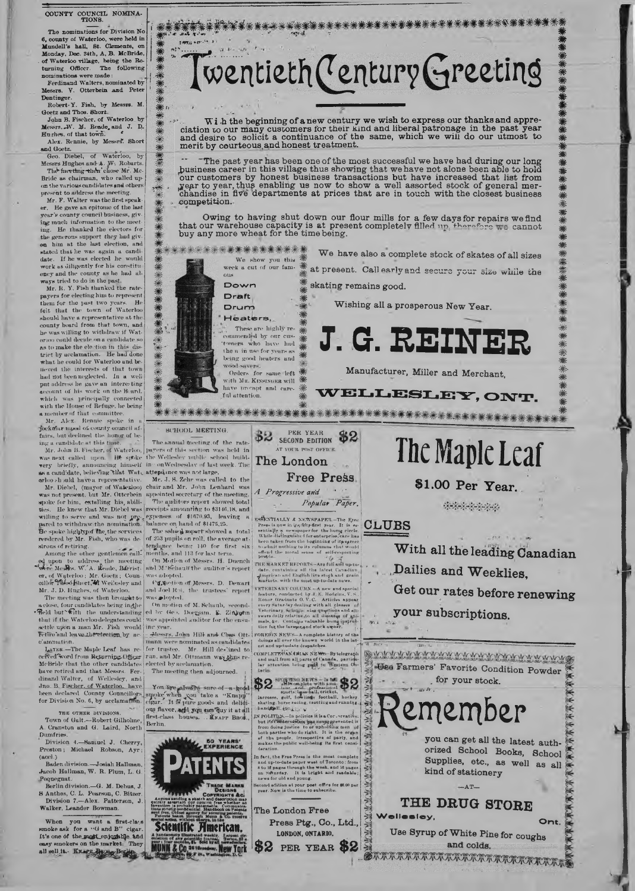## COUNTY COUNCIL NOMINATIONS.

The nominations for Division No 6, county of Waterloo, were held in Mundell's hall, St. Clements, on Monday, Dec. 24th, A. B. McBride, of Waterloo village, being the Returning Officer. The following nominations were made:

Ferdinand Walters, nominated by Messrs. V. Otterbein and Peter Dentinger.

Robert Y. Fish, by Messrs. M. Goetz and Thos. Short.

John B. Fischer, of Waterloo by Messrs. W. M. Reade, and J. D. Hughes, of that town.

Alex. Rennie, by Messrs. Short and Goetz.

Geo. Diebel, of Waterloo, by Messrs Hughes and A. W. Robarts.

The meeting then chose Mr. McBride as chairman, who called upon the various candidates and others present to address the meeting.

Mr. F. Walter was the first speaker. He gave an epitome of the last year's county council business, giving much information to the meeting. He thanked the electors for the generous support they had given him at the last election, and stated that he was again a candidate. If he was elected he would work as diligently for his constituency and the county as he had always tried to do in the past.

Mr. R. Y. Fish thanked the ratepayers for electing him to represent them for the past two years. He felt that the town of Waterloo should have a representative at the county board from that town, and he was willing to withdraw if Waterloo could decide on a candidate so as to make the election in this district by acclamation. He had done what he could for Waterloo and believed the interests of that town had not been neglected. In a well put address he gave an interesting account of his work on the Board, which was principally connected with the House of Refuge, he being a member of that committee.

Mr. Alex. Rennie spoke in a familiar mood of county council affairs, but declined the honor of being a candidate at this time.

Mr. John B. Fischer, of Waterloo, was next called upon. He spoke very briefly, announcing himself as a candidate, believing that Waterloo should have a representative.

Mr. Diebel, (mayor of Waterloo) was not present, but Mr. Otterbein spoke for him, extolling his abilities. He knew that Mr. Diebel was willing to serve and was not prepared to withdraw the nomination. He spoke highly of the services rendered by Mr. Fish, who was desirous of retiring.

Among the other gentlemen called upon to address the meeting were Messrs. W. A. Reade, Barrister, of Waterloo; Mr. Goetz; Councillor Short, of Wellesley and Mr. J. D. Hughes, of Waterloo.

The meeting was then brought to a close, four candidates being in the field but with the understanding that if the Waterloo delegates could settle upon a man Mr. Fish would retire and leave the election by acclamation.

LATER.—The Maple Leaf has received word from Returning Officer McBride that the other candidates have retired and that Messrs. Ferdinand Walter, of Wellesley, and Jno. B. Fischer, of Waterloo, have been declared County Councillors for Division No. 6, by acclamation.

### THE OTHER DIVISIONS.

Town of Galt.—Robert Gilholme, A. Cranston and G. Laird, North Dumfries.

Division 4.—Samuel J. Cherry, Preston; Michael Robson, Ayr; (accl.)

Baden division.—Josiah Hallman, Jacob Hallman, W. R. Plum, L. G. Poquegnat.

Berlin division.—G. M. Debus, J. S Anthes, C. L. Pearson, C. Bitzer.

Division 7.—Alex. Patterson, J. Walker, Leander Bowman.

When you want a first-class smoke ask for a "G and B" cigar. It's one of the most enjoyable and easy smokers on the market. They all sell it. KNAPP BROS., Berlin.

---

# Twentieth Century Greeting

With the beginning of a new century we wish to express our thanks and appreciation to our many customers for their kind and liberal patronage in the past year and desire to solicit a continuance of the same, which we will do our utmost to merit by courteous and honest treatment.

The past year has been one of the most successful we have had during our long business career in this village thus showing that we have not alone been able to hold our customers by honest business transactions but have increased that list from year to year, thus enabling us now to show a well assorted stock of general merchandise in five departments at prices that are in touch with the closest business competition.

Owing to having shut down our flour mills for a few days for repairs we find that our warehouse capacity is at present completely filled up, therefore we cannot buy any more wheat for the time being.

We show you this week a cut of our famous

**Down Draft Drum Heaters,**

These are highly recommended by our customers who have had them in use for years as being good heaters and wood-savers.

Orders for same left with MR. KISSINGER will have prompt and careful attention.

We have also a complete stock of skates of all sizes at present. Call early and secure your size while the skating remains good.

Wishing all a prosperous New Year.

# J. G. REINER

Manufacturer, Miller and Merchant,

**WELLESLEY, ONT.**

---

### SCHOOL MEETING.

The annual meeting of the ratepayers of this section was held in the Wellesley public school building on Wednesday of last week. The attendance was not large.

Mr. J. S. Zehr was called to the chair and Mr. John Lenhard was appointed secretary of the meeting.

The auditors report showed total receipts amounting to $3146.18, and expenses of $1670.93, leaving a balance on hand of $1475.25.

The school report showed a total of 253 pupils on roll, the average attendance being 140 for first six months, and 113 for last term.

On Motion of Messrs. H. Duench and M. Schaub the auditor's report was adopted.

On motion of Messrs. D. Dewart and Joel Reis, the trustees' report was adopted.

On motion of M. Schaub, seconded by Geo. Doersam, E. Zinkann was appointed auditor for the ensuing year.

Messrs. John Hill and Chas Ottmann were nominated as candidates for trustee. Mr. Hill declined to run, and Mr. Ottmann was thus re-elected by acclamation.

The meeting then adjourned.

You are always sure of a good smoke when you take a "Knapp" cigar. It is pure goods and delicious flavor, and you can buy it at all first-class houses. KNAPP BROS., Berlin.

---

50 YEARS' EXPERIENCE

**PATENTS**

TRADE MARKS
DESIGNS
COPYRIGHTS &c.

Anyone sending a sketch and description may quickly ascertain our opinion free whether an invention is probably patentable. Communications strictly confidential. Handbook on Patents sent free. Oldest agency for securing patents. Patents taken through Munn & Co. receive special notice, without charge, in the

**Scientific American.**

A handsomely illustrated weekly. Largest circulation of any scientific journal. Terms, $3 a year; four months, $1. Sold by all newsdealers.

MUNN & CO. 361 Broadway, New York
Branch Office, 625 F St., Washington, D. C.

---

$2 PER YEAR SECOND EDITION $2

AT YOUR POST OFFICE

## The London Free Press.

*A Progressive and Popular Paper.*

ESSENTIALLY A NEWSPAPER.—The Free Press is now in its fifty-first year. It is essentially a newspaper for the home circle. While distinguished for enterprise, care has been taken from the beginning of its career to admit nothing to its columns that would offend the moral sense of self-respecting people.

THE MARKET REPORTS.—Are full and up-to-date, containing all the latest Canadian, American and English live stock and grain markets, with the most up-to-date news.

VETERINARY COLUMN.—A new and special feature, conducted by J. H. Hodgins, V.S., Honor Graduate O. V. C. Articles appear every Saturday dealing with all classes of Veterinary. Subscribers ask questions and answers daily relative to all diseases of animals, &c. Contains valuable home instruction for the farmer and stock owner.

FOREIGN NEWS.—A complete history of the doings all over the known world in the latest and up-to-date despatches.

COMPLETE CANADIAN NEWS.—By telegraph and mail from all parts of Canada, particular attention being paid to Western Ontario.

$2 SPORTING NEWS.—Is full and complete with amateur sports, professional sports, base-ball, cricket, lacrosse, golf, bowling, football, hockey, skating, horse racing, trotting and running, handball, etc. $2

IN POLITICS.—In politics it is a Conservative, but its Conservatism has never prevented it from doing justice to or upholding men of both parties who do right. It is the organ of the people, irrespective of party, and makes the public well-being its first consideration.

In fact, the Free Press is the most complete and up-to-date paper west of Toronto; from 8 to 12 pages through the week, and 16 pages on Saturday. It is bright and readable; news for old and young.

Second edition at your post office for $2.00 per year. Now is the time to subscribe.

The London Free Press Ptg., Co., Ltd.,
LONDON, ONTARIO.

$2 PER YEAR $2

---

# The Maple Leaf

**$1.00 Per Year.**

## CLUBS

With all the leading Canadian Dailies and Weeklies,

Get our rates before renewing your subscriptions.

---

Use Farmers' Favorite Condition Powder for your stock.

# Remember

you can get all the latest authorized School Books, School Supplies, etc., as well as all kind of stationery

—AT—

## THE DRUG STORE

Wellesley, Ont.

Use Syrup of White Pine for coughs and colds.